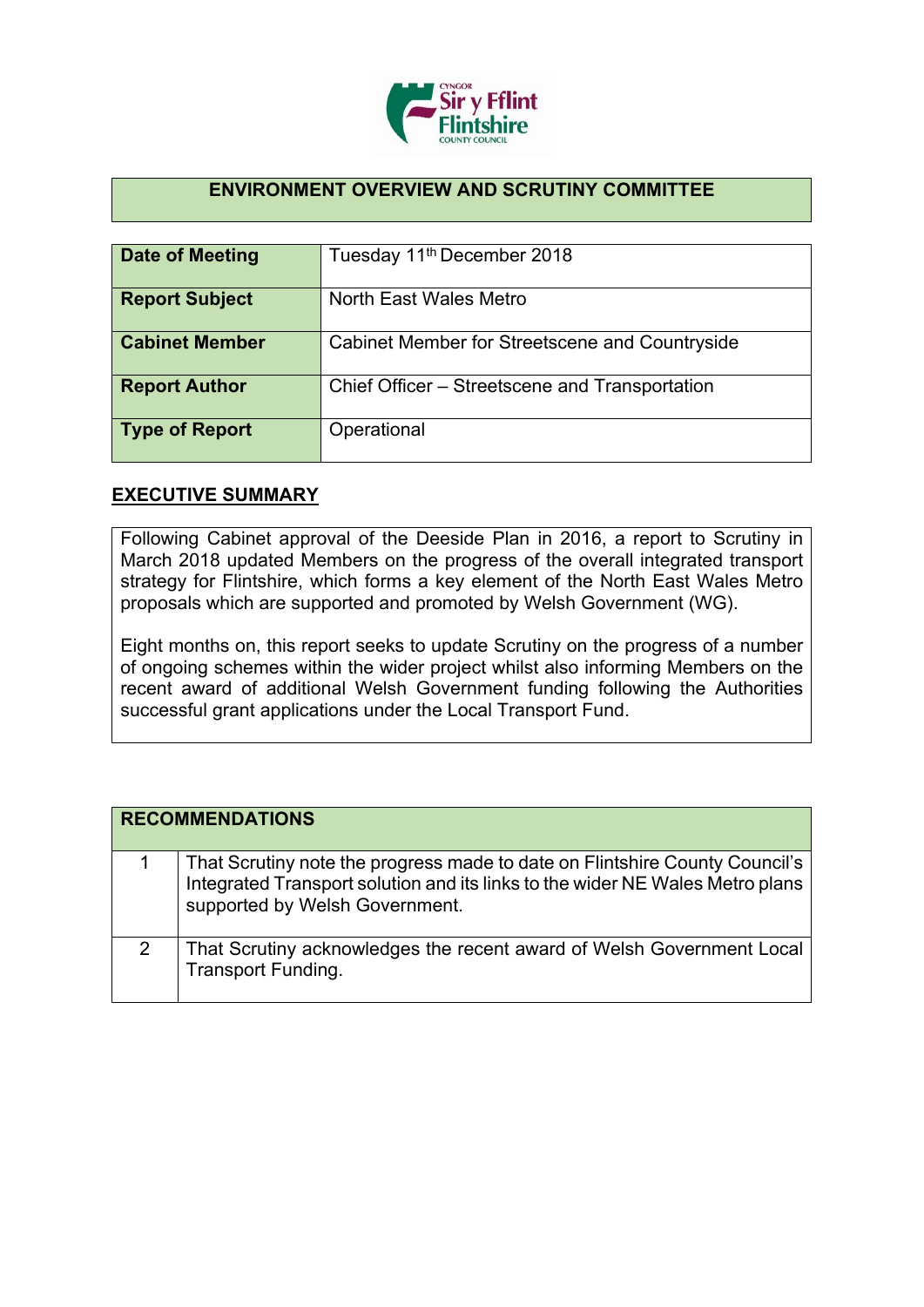## ENVIRONMENT OVERVIEW AND SCRUTINY COMMITTEE

| | |
|---|---|
| **Date of Meeting** | Tuesday 11th December 2018 |
| **Report Subject** | North East Wales Metro |
| **Cabinet Member** | Cabinet Member for Streetscene and Countryside |
| **Report Author** | Chief Officer – Streetscene and Transportation |
| **Type of Report** | Operational |

## EXECUTIVE SUMMARY

Following Cabinet approval of the Deeside Plan in 2016, a report to Scrutiny in March 2018 updated Members on the progress of the overall integrated transport strategy for Flintshire, which forms a key element of the North East Wales Metro proposals which are supported and promoted by Welsh Government (WG).

Eight months on, this report seeks to update Scrutiny on the progress of a number of ongoing schemes within the wider project whilst also informing Members on the recent award of additional Welsh Government funding following the Authorities successful grant applications under the Local Transport Fund.

| **RECOMMENDATIONS** | |
|---|---|
| 1 | That Scrutiny note the progress made to date on Flintshire County Council's Integrated Transport solution and its links to the wider NE Wales Metro plans supported by Welsh Government. |
| 2 | That Scrutiny acknowledges the recent award of Welsh Government Local Transport Funding. |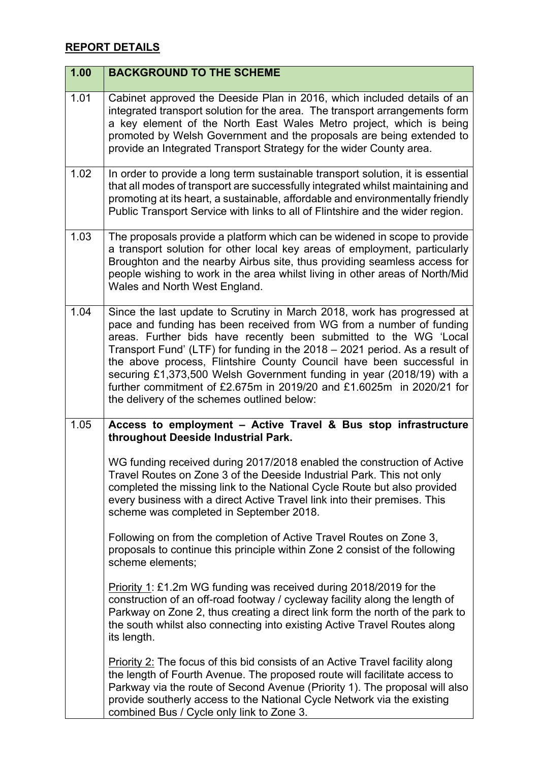## REPORT DETAILS

| 1.00 | BACKGROUND TO THE SCHEME |
|---|---|
| 1.01 | Cabinet approved the Deeside Plan in 2016, which included details of an integrated transport solution for the area. The transport arrangements form a key element of the North East Wales Metro project, which is being promoted by Welsh Government and the proposals are being extended to provide an Integrated Transport Strategy for the wider County area. |
| 1.02 | In order to provide a long term sustainable transport solution, it is essential that all modes of transport are successfully integrated whilst maintaining and promoting at its heart, a sustainable, affordable and environmentally friendly Public Transport Service with links to all of Flintshire and the wider region. |
| 1.03 | The proposals provide a platform which can be widened in scope to provide a transport solution for other local key areas of employment, particularly Broughton and the nearby Airbus site, thus providing seamless access for people wishing to work in the area whilst living in other areas of North/Mid Wales and North West England. |
| 1.04 | Since the last update to Scrutiny in March 2018, work has progressed at pace and funding has been received from WG from a number of funding areas. Further bids have recently been submitted to the WG 'Local Transport Fund' (LTF) for funding in the 2018 – 2021 period. As a result of the above process, Flintshire County Council have been successful in securing £1,373,500 Welsh Government funding in year (2018/19) with a further commitment of £2.675m in 2019/20 and £1.6025m in 2020/21 for the delivery of the schemes outlined below: |
| 1.05 | **Access to employment – Active Travel & Bus stop infrastructure throughout Deeside Industrial Park.**<br><br>WG funding received during 2017/2018 enabled the construction of Active Travel Routes on Zone 3 of the Deeside Industrial Park. This not only completed the missing link to the National Cycle Route but also provided every business with a direct Active Travel link into their premises. This scheme was completed in September 2018.<br><br>Following on from the completion of Active Travel Routes on Zone 3, proposals to continue this principle within Zone 2 consist of the following scheme elements;<br><br><u>Priority 1</u>: £1.2m WG funding was received during 2018/2019 for the construction of an off-road footway / cycleway facility along the length of Parkway on Zone 2, thus creating a direct link form the north of the park to the south whilst also connecting into existing Active Travel Routes along its length.<br><br><u>Priority 2:</u> The focus of this bid consists of an Active Travel facility along the length of Fourth Avenue. The proposed route will facilitate access to Parkway via the route of Second Avenue (Priority 1). The proposal will also provide southerly access to the National Cycle Network via the existing combined Bus / Cycle only link to Zone 3. |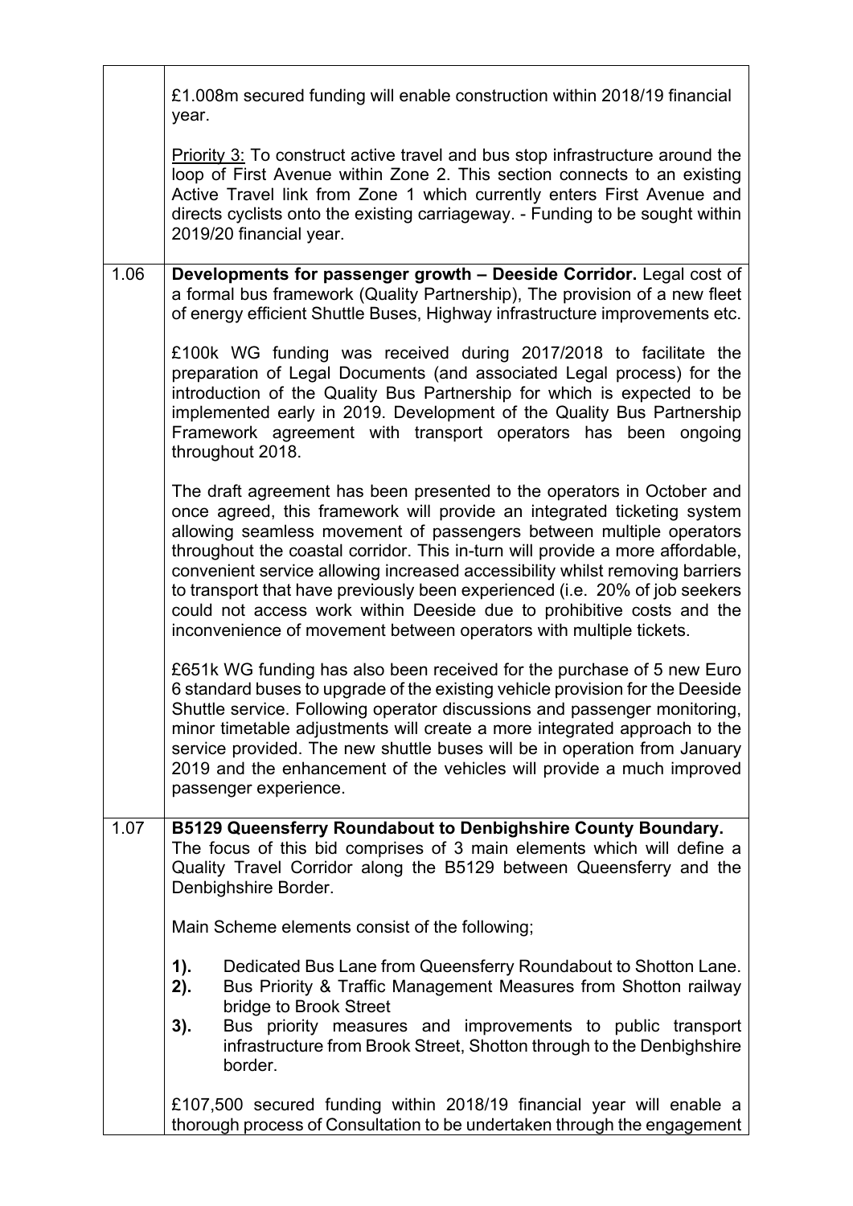| | |
|---|---|
| | £1.008m secured funding will enable construction within 2018/19 financial year.<br><br><u>Priority 3:</u> To construct active travel and bus stop infrastructure around the loop of First Avenue within Zone 2. This section connects to an existing Active Travel link from Zone 1 which currently enters First Avenue and directs cyclists onto the existing carriageway. - Funding to be sought within 2019/20 financial year. |
| 1.06 | **Developments for passenger growth – Deeside Corridor.** Legal cost of a formal bus framework (Quality Partnership), The provision of a new fleet of energy efficient Shuttle Buses, Highway infrastructure improvements etc.<br><br>£100k WG funding was received during 2017/2018 to facilitate the preparation of Legal Documents (and associated Legal process) for the introduction of the Quality Bus Partnership for which is expected to be implemented early in 2019. Development of the Quality Bus Partnership Framework agreement with transport operators has been ongoing throughout 2018.<br><br>The draft agreement has been presented to the operators in October and once agreed, this framework will provide an integrated ticketing system allowing seamless movement of passengers between multiple operators throughout the coastal corridor. This in-turn will provide a more affordable, convenient service allowing increased accessibility whilst removing barriers to transport that have previously been experienced (i.e. 20% of job seekers could not access work within Deeside due to prohibitive costs and the inconvenience of movement between operators with multiple tickets.<br><br>£651k WG funding has also been received for the purchase of 5 new Euro 6 standard buses to upgrade of the existing vehicle provision for the Deeside Shuttle service. Following operator discussions and passenger monitoring, minor timetable adjustments will create a more integrated approach to the service provided. The new shuttle buses will be in operation from January 2019 and the enhancement of the vehicles will provide a much improved passenger experience. |
| 1.07 | **B5129 Queensferry Roundabout to Denbighshire County Boundary.** The focus of this bid comprises of 3 main elements which will define a Quality Travel Corridor along the B5129 between Queensferry and the Denbighshire Border.<br><br>Main Scheme elements consist of the following;<br><br>**1).** Dedicated Bus Lane from Queensferry Roundabout to Shotton Lane.<br>**2).** Bus Priority & Traffic Management Measures from Shotton railway bridge to Brook Street<br>**3).** Bus priority measures and improvements to public transport infrastructure from Brook Street, Shotton through to the Denbighshire border.<br><br>£107,500 secured funding within 2018/19 financial year will enable a thorough process of Consultation to be undertaken through the engagement |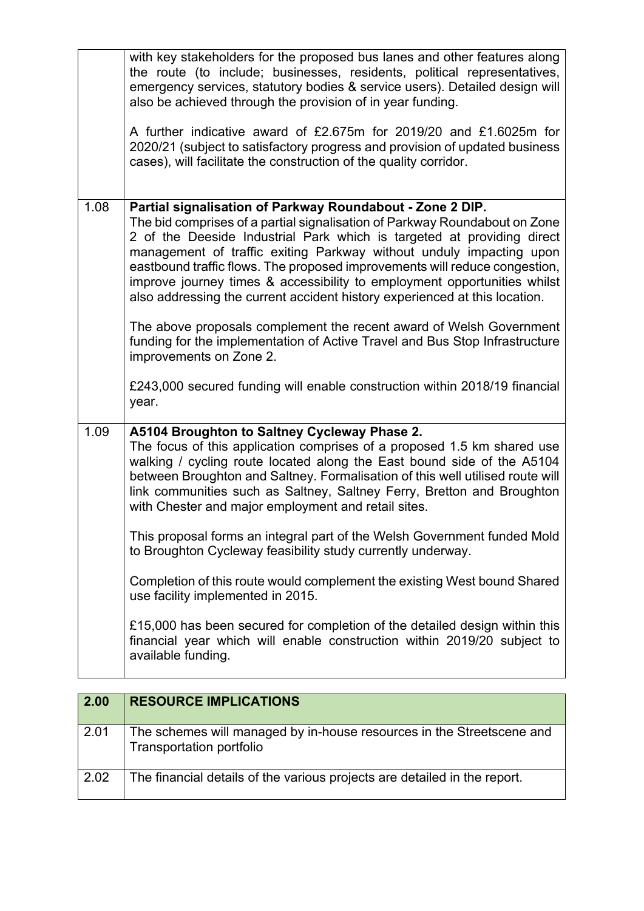| | |
|---|---|
| | with key stakeholders for the proposed bus lanes and other features along the route (to include; businesses, residents, political representatives, emergency services, statutory bodies & service users). Detailed design will also be achieved through the provision of in year funding.<br><br>A further indicative award of £2.675m for 2019/20 and £1.6025m for 2020/21 (subject to satisfactory progress and provision of updated business cases), will facilitate the construction of the quality corridor. |
| 1.08 | **Partial signalisation of Parkway Roundabout - Zone 2 DIP.**<br>The bid comprises of a partial signalisation of Parkway Roundabout on Zone 2 of the Deeside Industrial Park which is targeted at providing direct management of traffic exiting Parkway without unduly impacting upon eastbound traffic flows. The proposed improvements will reduce congestion, improve journey times & accessibility to employment opportunities whilst also addressing the current accident history experienced at this location.<br><br>The above proposals complement the recent award of Welsh Government funding for the implementation of Active Travel and Bus Stop Infrastructure improvements on Zone 2.<br><br>£243,000 secured funding will enable construction within 2018/19 financial year. |
| 1.09 | **A5104 Broughton to Saltney Cycleway Phase 2.**<br>The focus of this application comprises of a proposed 1.5 km shared use walking / cycling route located along the East bound side of the A5104 between Broughton and Saltney. Formalisation of this well utilised route will link communities such as Saltney, Saltney Ferry, Bretton and Broughton with Chester and major employment and retail sites.<br><br>This proposal forms an integral part of the Welsh Government funded Mold to Broughton Cycleway feasibility study currently underway.<br><br>Completion of this route would complement the existing West bound Shared use facility implemented in 2015.<br><br>£15,000 has been secured for completion of the detailed design within this financial year which will enable construction within 2019/20 subject to available funding. |

| 2.00 | RESOURCE IMPLICATIONS |
|---|---|
| 2.01 | The schemes will managed by in-house resources in the Streetscene and Transportation portfolio |
| 2.02 | The financial details of the various projects are detailed in the report. |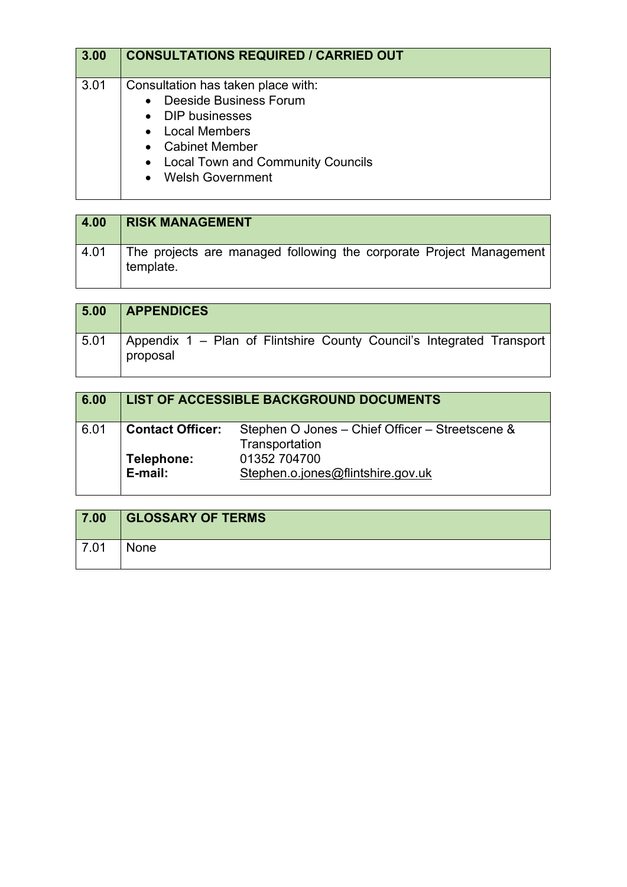| 3.00 | **CONSULTATIONS REQUIRED / CARRIED OUT** |
|---|---|
| 3.01 | Consultation has taken place with:<br>• Deeside Business Forum<br>• DIP businesses<br>• Local Members<br>• Cabinet Member<br>• Local Town and Community Councils<br>• Welsh Government |

| 4.00 | **RISK MANAGEMENT** |
|---|---|
| 4.01 | The projects are managed following the corporate Project Management template. |

| 5.00 | **APPENDICES** |
|---|---|
| 5.01 | Appendix 1 – Plan of Flintshire County Council's Integrated Transport proposal |

| 6.00 | **LIST OF ACCESSIBLE BACKGROUND DOCUMENTS** | |
|---|---|---|
| 6.01 | **Contact Officer:** | Stephen O Jones – Chief Officer – Streetscene & Transportation |
| | **Telephone:** | 01352 704700 |
| | **E-mail:** | Stephen.o.jones@flintshire.gov.uk |

| 7.00 | **GLOSSARY OF TERMS** |
|---|---|
| 7.01 | None |